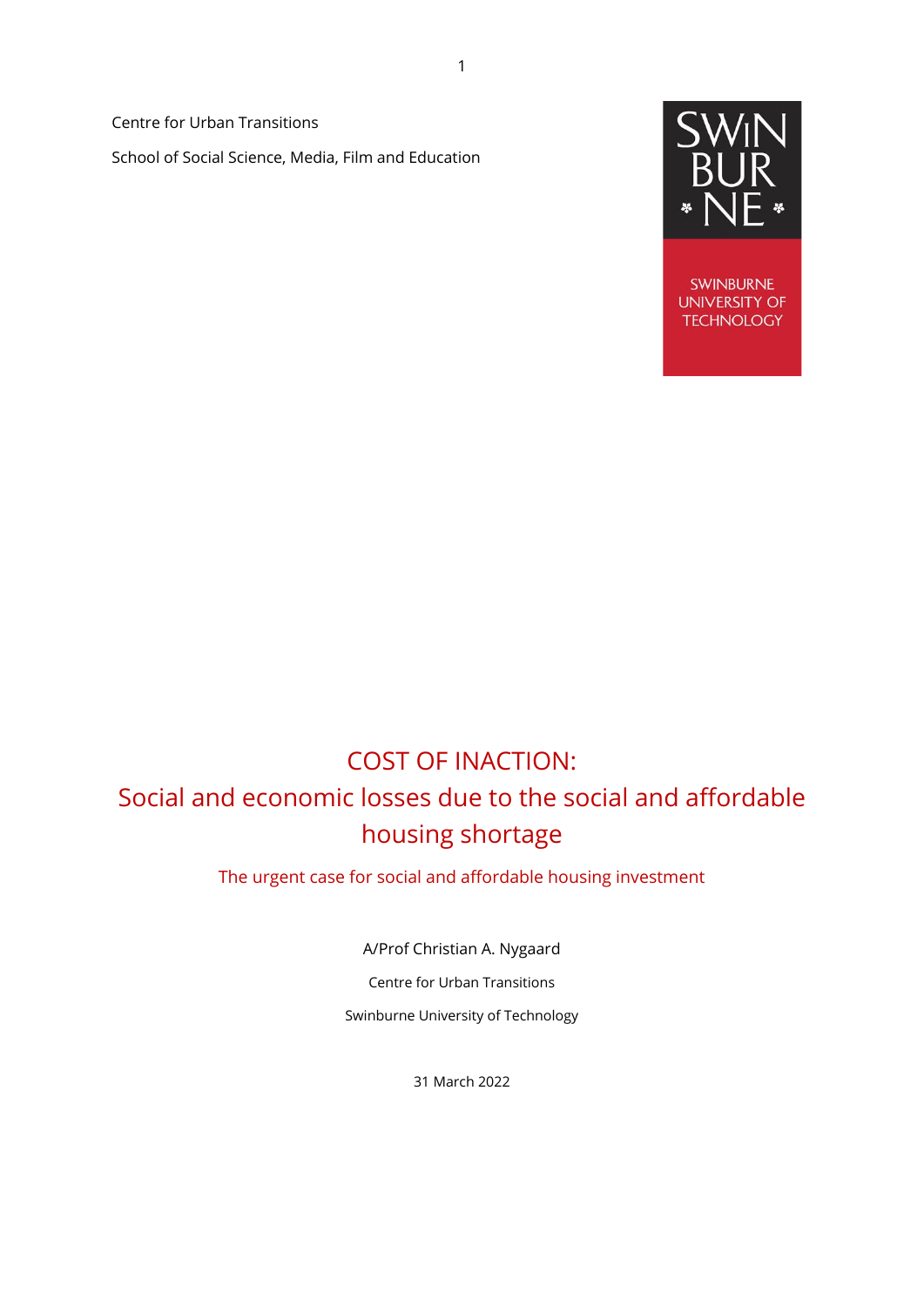Centre for Urban Transitions

School of Social Science, Media, Film and Education

SWINBURNE UNIVERSITY OF TECHNOLOGY

# COST OF INACTION: Social and economic losses due to the social and affordable housing shortage

## The urgent case for social and affordable housing investment

A/Prof Christian A. Nygaard

Centre for Urban Transitions

Swinburne University of Technology

31 March 2022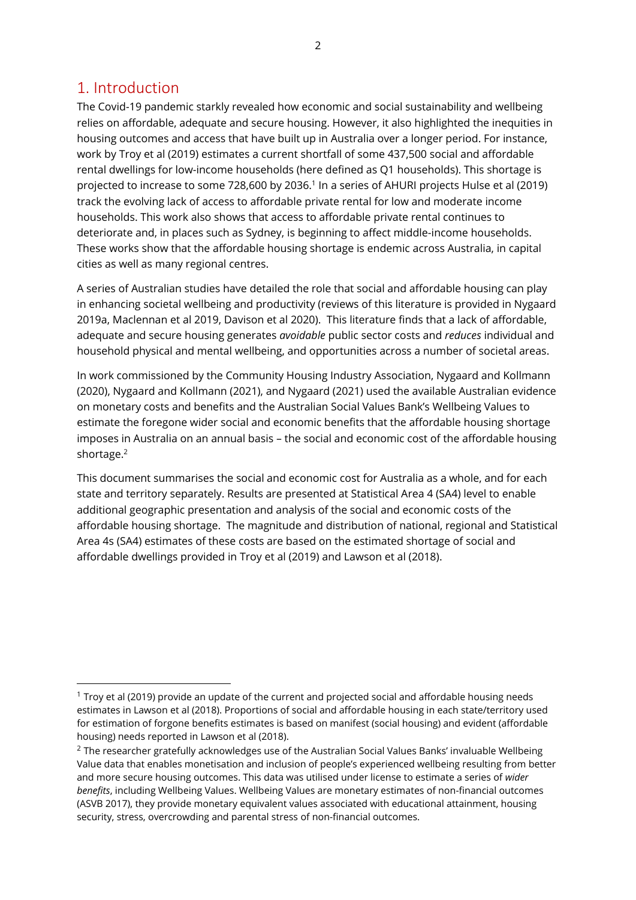## 1. Introduction

The Covid-19 pandemic starkly revealed how economic and social sustainability and wellbeing relies on affordable, adequate and secure housing. However, it also highlighted the inequities in housing outcomes and access that have built up in Australia over a longer period. For instance, work by Troy et al (2019) estimates a current shortfall of some 437,500 social and affordable rental dwellings for low-income households (here defined as Q1 households). This shortage is projected to increase to some 728,600 by 2036.[1] In a series of AHURI projects Hulse et al (2019) track the evolving lack of access to affordable private rental for low and moderate income households. This work also shows that access to affordable private rental continues to deteriorate and, in places such as Sydney, is beginning to affect middle-income households. These works show that the affordable housing shortage is endemic across Australia, in capital cities as well as many regional centres.

A series of Australian studies have detailed the role that social and affordable housing can play in enhancing societal wellbeing and productivity (reviews of this literature is provided in Nygaard 2019a, Maclennan et al 2019, Davison et al 2020). This literature finds that a lack of affordable, adequate and secure housing generates *avoidable* public sector costs and *reduces* individual and household physical and mental wellbeing, and opportunities across a number of societal areas.

In work commissioned by the Community Housing Industry Association, Nygaard and Kollmann (2020), Nygaard and Kollmann (2021), and Nygaard (2021) used the available Australian evidence on monetary costs and benefits and the Australian Social Values Bank's Wellbeing Values to estimate the foregone wider social and economic benefits that the affordable housing shortage imposes in Australia on an annual basis – the social and economic cost of the affordable housing shortage.[2]

This document summarises the social and economic cost for Australia as a whole, and for each state and territory separately. Results are presented at Statistical Area 4 (SA4) level to enable additional geographic presentation and analysis of the social and economic costs of the affordable housing shortage. The magnitude and distribution of national, regional and Statistical Area 4s (SA4) estimates of these costs are based on the estimated shortage of social and affordable dwellings provided in Troy et al (2019) and Lawson et al (2018).

---

[1] Troy et al (2019) provide an update of the current and projected social and affordable housing needs estimates in Lawson et al (2018). Proportions of social and affordable housing in each state/territory used for estimation of forgone benefits estimates is based on manifest (social housing) and evident (affordable housing) needs reported in Lawson et al (2018).

[2] The researcher gratefully acknowledges use of the Australian Social Values Banks' invaluable Wellbeing Value data that enables monetisation and inclusion of people's experienced wellbeing resulting from better and more secure housing outcomes. This data was utilised under license to estimate a series of *wider benefits*, including Wellbeing Values. Wellbeing Values are monetary estimates of non-financial outcomes (ASVB 2017), they provide monetary equivalent values associated with educational attainment, housing security, stress, overcrowding and parental stress of non-financial outcomes.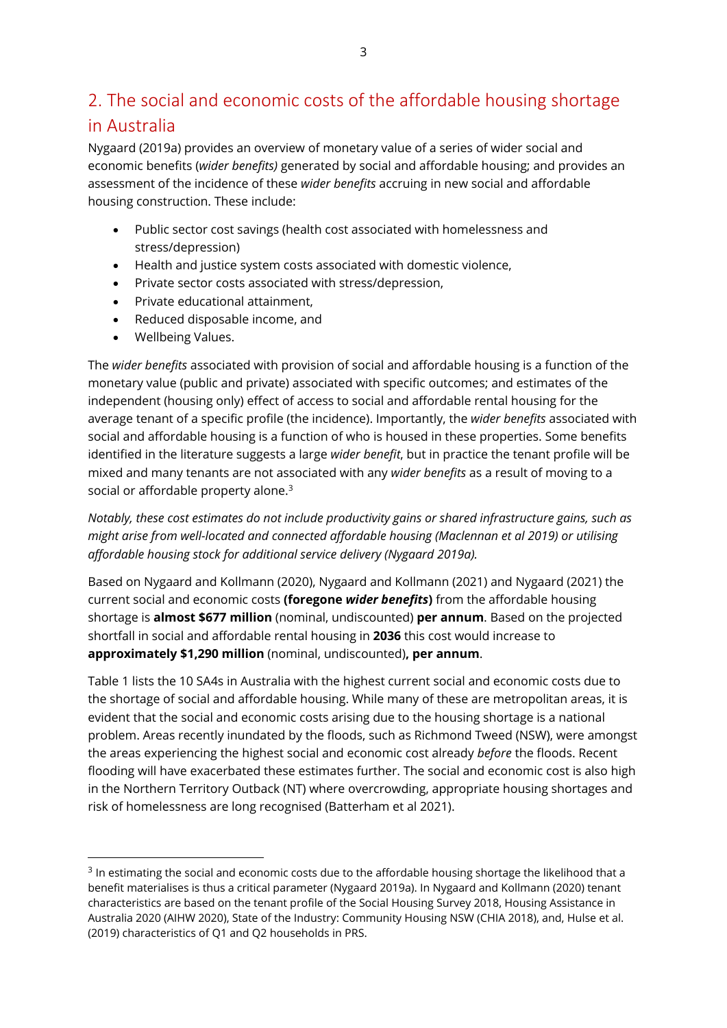## 2. The social and economic costs of the affordable housing shortage in Australia

Nygaard (2019a) provides an overview of monetary value of a series of wider social and economic benefits (*wider benefits)* generated by social and affordable housing; and provides an assessment of the incidence of these *wider benefits* accruing in new social and affordable housing construction. These include:

- Public sector cost savings (health cost associated with homelessness and stress/depression)
- Health and justice system costs associated with domestic violence,
- Private sector costs associated with stress/depression,
- Private educational attainment,
- Reduced disposable income, and
- Wellbeing Values.

The *wider benefits* associated with provision of social and affordable housing is a function of the monetary value (public and private) associated with specific outcomes; and estimates of the independent (housing only) effect of access to social and affordable rental housing for the average tenant of a specific profile (the incidence). Importantly, the *wider benefits* associated with social and affordable housing is a function of who is housed in these properties. Some benefits identified in the literature suggests a large *wider benefit*, but in practice the tenant profile will be mixed and many tenants are not associated with any *wider benefits* as a result of moving to a social or affordable property alone.[3]

*Notably, these cost estimates do not include productivity gains or shared infrastructure gains, such as might arise from well-located and connected affordable housing (Maclennan et al 2019) or utilising affordable housing stock for additional service delivery (Nygaard 2019a).*

Based on Nygaard and Kollmann (2020), Nygaard and Kollmann (2021) and Nygaard (2021) the current social and economic costs **(foregone *wider benefits*)** from the affordable housing shortage is **almost $677 million** (nominal, undiscounted) **per annum**. Based on the projected shortfall in social and affordable rental housing in **2036** this cost would increase to **approximately $1,290 million** (nominal, undiscounted)**, per annum**.

Table 1 lists the 10 SA4s in Australia with the highest current social and economic costs due to the shortage of social and affordable housing. While many of these are metropolitan areas, it is evident that the social and economic costs arising due to the housing shortage is a national problem. Areas recently inundated by the floods, such as Richmond Tweed (NSW), were amongst the areas experiencing the highest social and economic cost already *before* the floods. Recent flooding will have exacerbated these estimates further. The social and economic cost is also high in the Northern Territory Outback (NT) where overcrowding, appropriate housing shortages and risk of homelessness are long recognised (Batterham et al 2021).

---

[3] In estimating the social and economic costs due to the affordable housing shortage the likelihood that a benefit materialises is thus a critical parameter (Nygaard 2019a). In Nygaard and Kollmann (2020) tenant characteristics are based on the tenant profile of the Social Housing Survey 2018, Housing Assistance in Australia 2020 (AIHW 2020), State of the Industry: Community Housing NSW (CHIA 2018), and, Hulse et al. (2019) characteristics of Q1 and Q2 households in PRS.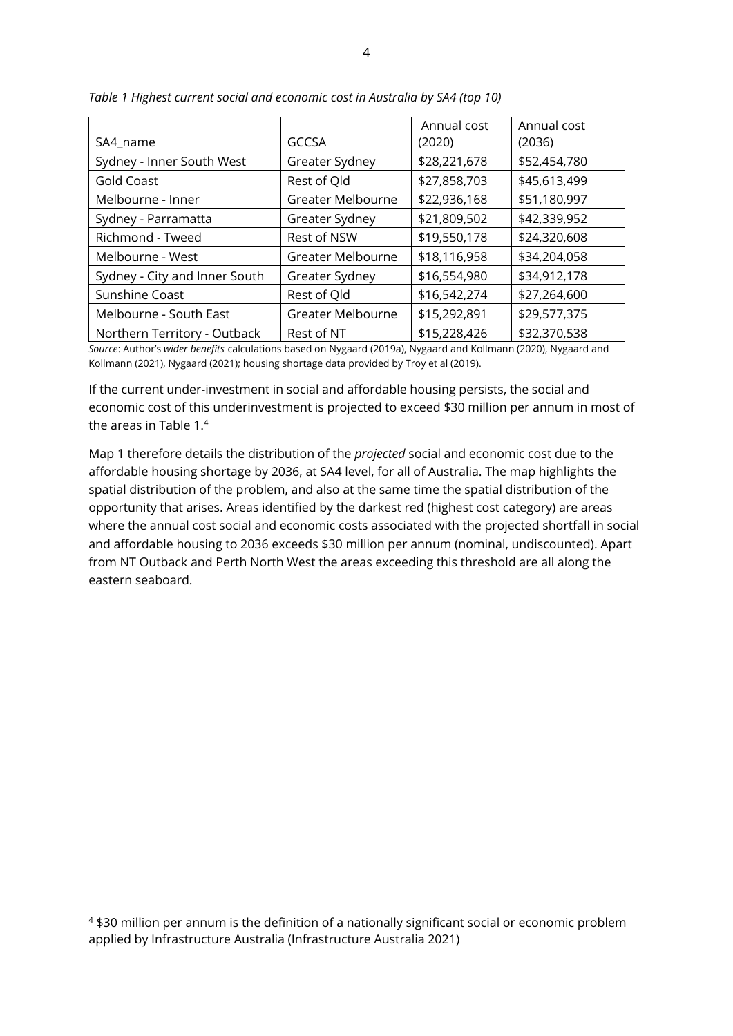*Table 1 Highest current social and economic cost in Australia by SA4 (top 10)*

| SA4_name | GCCSA | Annual cost (2020) | Annual cost (2036) |
|---|---|---|---|
| Sydney - Inner South West | Greater Sydney | $28,221,678 | $52,454,780 |
| Gold Coast | Rest of Qld | $27,858,703 | $45,613,499 |
| Melbourne - Inner | Greater Melbourne | $22,936,168 | $51,180,997 |
| Sydney - Parramatta | Greater Sydney | $21,809,502 | $42,339,952 |
| Richmond - Tweed | Rest of NSW | $19,550,178 | $24,320,608 |
| Melbourne - West | Greater Melbourne | $18,116,958 | $34,204,058 |
| Sydney - City and Inner South | Greater Sydney | $16,554,980 | $34,912,178 |
| Sunshine Coast | Rest of Qld | $16,542,274 | $27,264,600 |
| Melbourne - South East | Greater Melbourne | $15,292,891 | $29,577,375 |
| Northern Territory - Outback | Rest of NT | $15,228,426 | $32,370,538 |

*Source*: Author's *wider benefits* calculations based on Nygaard (2019a), Nygaard and Kollmann (2020), Nygaard and Kollmann (2021), Nygaard (2021); housing shortage data provided by Troy et al (2019).

If the current under-investment in social and affordable housing persists, the social and economic cost of this underinvestment is projected to exceed $30 million per annum in most of the areas in Table 1.[4]

Map 1 therefore details the distribution of the *projected* social and economic cost due to the affordable housing shortage by 2036, at SA4 level, for all of Australia. The map highlights the spatial distribution of the problem, and also at the same time the spatial distribution of the opportunity that arises. Areas identified by the darkest red (highest cost category) are areas where the annual cost social and economic costs associated with the projected shortfall in social and affordable housing to 2036 exceeds $30 million per annum (nominal, undiscounted). Apart from NT Outback and Perth North West the areas exceeding this threshold are all along the eastern seaboard.

[4] $30 million per annum is the definition of a nationally significant social or economic problem applied by Infrastructure Australia (Infrastructure Australia 2021)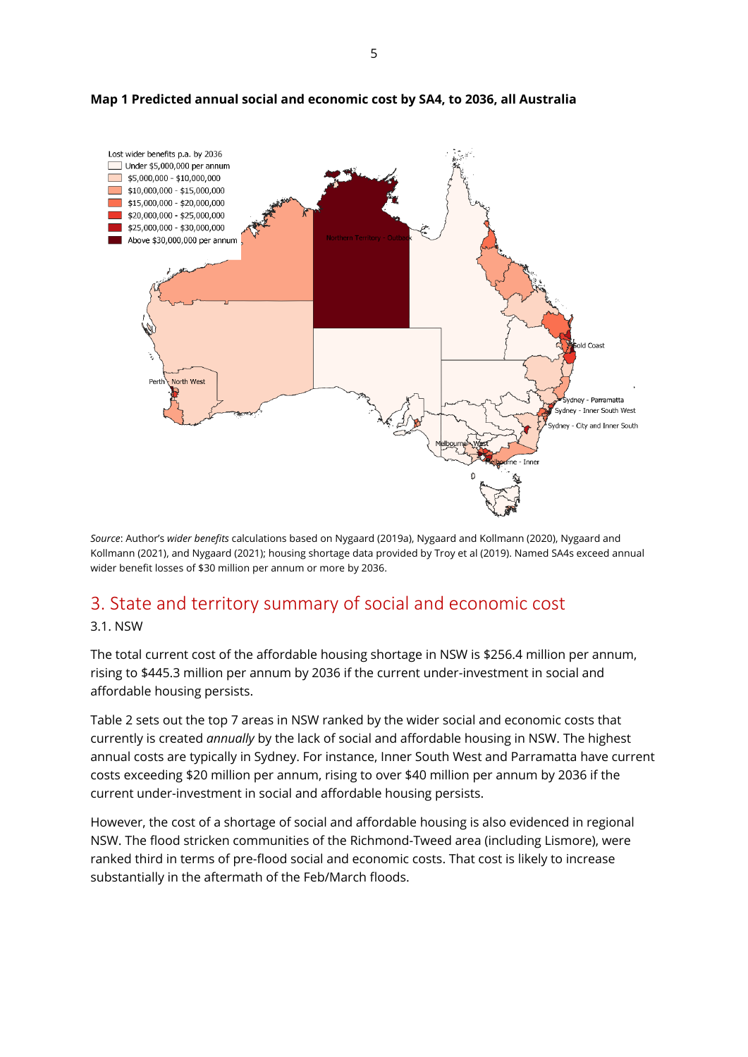**Map 1 Predicted annual social and economic cost by SA4, to 2036, all Australia**

Lost wider benefits p.a. by 2036
Under $5,000,000 per annum
$5,000,000 - $10,000,000
$10,000,000 - $15,000,000
$15,000,000 - $20,000,000
$20,000,000 - $25,000,000
$25,000,000 - $30,000,000
Above $30,000,000 per annum

Northern Territory - Outback
Gold Coast
Perth - North West
Sydney - Parramatta
Sydney - Inner South West
Sydney - City and Inner South
Melbourne - West
Melbourne - Inner

*Source*: Author's *wider benefits* calculations based on Nygaard (2019a), Nygaard and Kollmann (2020), Nygaard and Kollmann (2021), and Nygaard (2021); housing shortage data provided by Troy et al (2019). Named SA4s exceed annual wider benefit losses of $30 million per annum or more by 2036.

## 3. State and territory summary of social and economic cost

### 3.1. NSW

The total current cost of the affordable housing shortage in NSW is $256.4 million per annum, rising to $445.3 million per annum by 2036 if the current under-investment in social and affordable housing persists.

Table 2 sets out the top 7 areas in NSW ranked by the wider social and economic costs that currently is created *annually* by the lack of social and affordable housing in NSW. The highest annual costs are typically in Sydney. For instance, Inner South West and Parramatta have current costs exceeding $20 million per annum, rising to over $40 million per annum by 2036 if the current under-investment in social and affordable housing persists.

However, the cost of a shortage of social and affordable housing is also evidenced in regional NSW. The flood stricken communities of the Richmond-Tweed area (including Lismore), were ranked third in terms of pre-flood social and economic costs. That cost is likely to increase substantially in the aftermath of the Feb/March floods.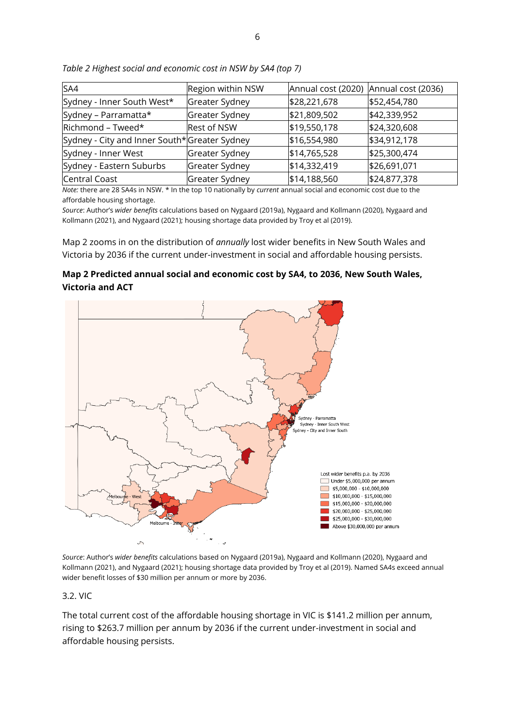*Table 2 Highest social and economic cost in NSW by SA4 (top 7)*

| SA4 | Region within NSW | Annual cost (2020) | Annual cost (2036) |
|---|---|---|---|
| Sydney - Inner South West* | Greater Sydney | $28,221,678 | $52,454,780 |
| Sydney – Parramatta* | Greater Sydney | $21,809,502 | $42,339,952 |
| Richmond – Tweed* | Rest of NSW | $19,550,178 | $24,320,608 |
| Sydney - City and Inner South* | Greater Sydney | $16,554,980 | $34,912,178 |
| Sydney - Inner West | Greater Sydney | $14,765,528 | $25,300,474 |
| Sydney - Eastern Suburbs | Greater Sydney | $14,332,419 | $26,691,071 |
| Central Coast | Greater Sydney | $14,188,560 | $24,877,378 |

*Note:* there are 28 SA4s in NSW. * In the top 10 nationally by *current* annual social and economic cost due to the affordable housing shortage.

*Source*: Author's *wider benefits* calculations based on Nygaard (2019a), Nygaard and Kollmann (2020), Nygaard and Kollmann (2021), and Nygaard (2021); housing shortage data provided by Troy et al (2019).

Map 2 zooms in on the distribution of *annually* lost wider benefits in New South Wales and Victoria by 2036 if the current under-investment in social and affordable housing persists.

**Map 2 Predicted annual social and economic cost by SA4, to 2036, New South Wales, Victoria and ACT**

Sydney - Parramatta
Sydney - Inner South West
Sydney - City and Inner South
Melbourne - West
Melbourne - Inner

Lost wider benefits p.a. by 2036
Under $5,000,000 per annum
$5,000,000 - $10,000,000
$10,000,000 - $15,000,000
$15,000,000 - $20,000,000
$20,000,000 - $25,000,000
$25,000,000 - $30,000,000
Above $30,000,000 per annum

*Source*: Author's *wider benefits* calculations based on Nygaard (2019a), Nygaard and Kollmann (2020), Nygaard and Kollmann (2021), and Nygaard (2021); housing shortage data provided by Troy et al (2019). Named SA4s exceed annual wider benefit losses of $30 million per annum or more by 2036.

### 3.2. VIC

The total current cost of the affordable housing shortage in VIC is $141.2 million per annum, rising to $263.7 million per annum by 2036 if the current under-investment in social and affordable housing persists.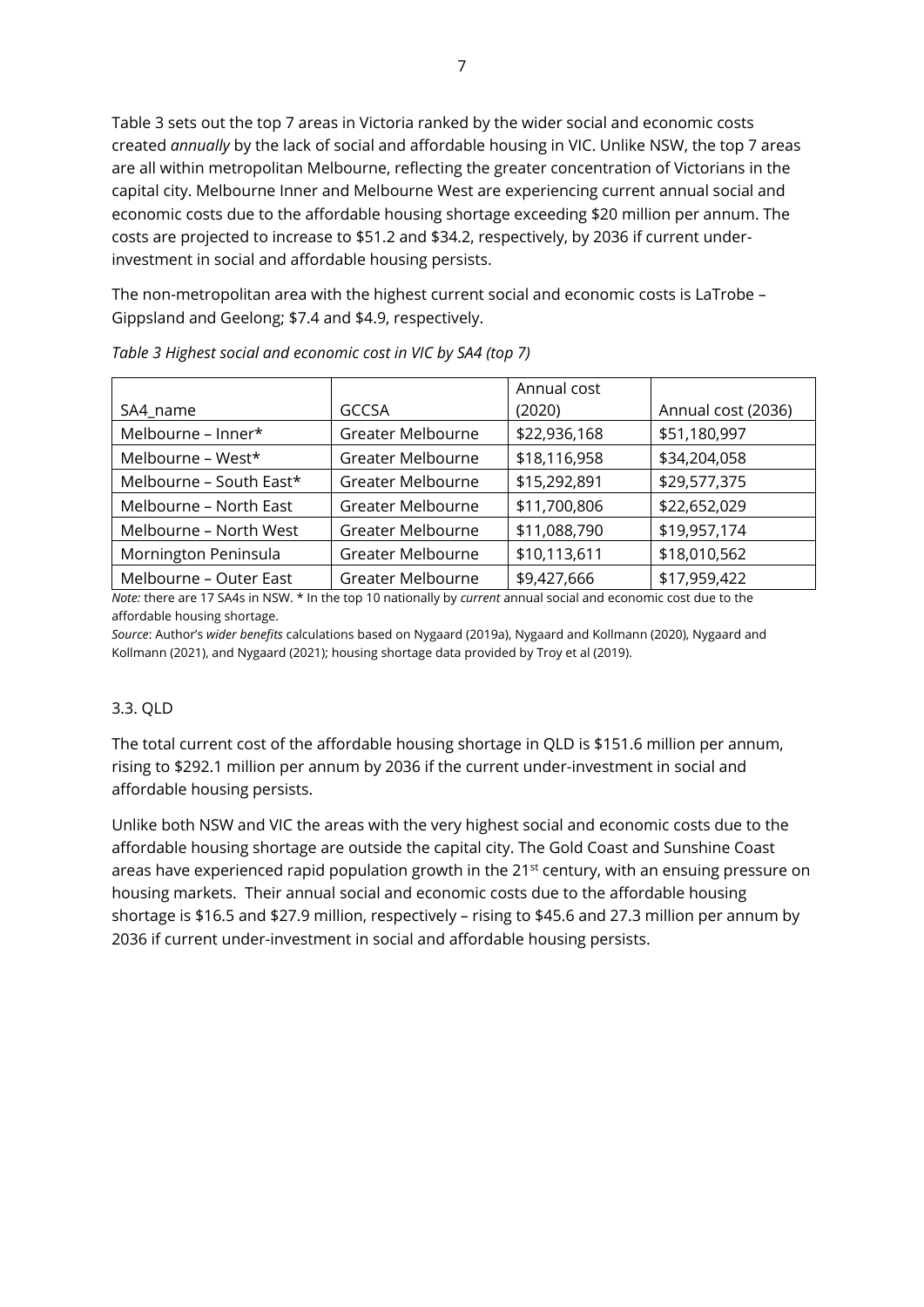Table 3 sets out the top 7 areas in Victoria ranked by the wider social and economic costs created *annually* by the lack of social and affordable housing in VIC. Unlike NSW, the top 7 areas are all within metropolitan Melbourne, reflecting the greater concentration of Victorians in the capital city. Melbourne Inner and Melbourne West are experiencing current annual social and economic costs due to the affordable housing shortage exceeding $20 million per annum. The costs are projected to increase to $51.2 and $34.2, respectively, by 2036 if current under-investment in social and affordable housing persists.

The non-metropolitan area with the highest current social and economic costs is LaTrobe – Gippsland and Geelong; $7.4 and $4.9, respectively.

*Table 3 Highest social and economic cost in VIC by SA4 (top 7)*

| SA4_name | GCCSA | Annual cost (2020) | Annual cost (2036) |
|---|---|---|---|
| Melbourne – Inner* | Greater Melbourne | $22,936,168 | $51,180,997 |
| Melbourne – West* | Greater Melbourne | $18,116,958 | $34,204,058 |
| Melbourne – South East* | Greater Melbourne | $15,292,891 | $29,577,375 |
| Melbourne – North East | Greater Melbourne | $11,700,806 | $22,652,029 |
| Melbourne – North West | Greater Melbourne | $11,088,790 | $19,957,174 |
| Mornington Peninsula | Greater Melbourne | $10,113,611 | $18,010,562 |
| Melbourne – Outer East | Greater Melbourne | $9,427,666 | $17,959,422 |

*Note:* there are 17 SA4s in NSW. * In the top 10 nationally by *current* annual social and economic cost due to the affordable housing shortage.

*Source*: Author's *wider benefits* calculations based on Nygaard (2019a), Nygaard and Kollmann (2020), Nygaard and Kollmann (2021), and Nygaard (2021); housing shortage data provided by Troy et al (2019).

### 3.3. QLD

The total current cost of the affordable housing shortage in QLD is $151.6 million per annum, rising to $292.1 million per annum by 2036 if the current under-investment in social and affordable housing persists.

Unlike both NSW and VIC the areas with the very highest social and economic costs due to the affordable housing shortage are outside the capital city. The Gold Coast and Sunshine Coast areas have experienced rapid population growth in the 21st century, with an ensuing pressure on housing markets. Their annual social and economic costs due to the affordable housing shortage is $16.5 and $27.9 million, respectively – rising to $45.6 and 27.3 million per annum by 2036 if current under-investment in social and affordable housing persists.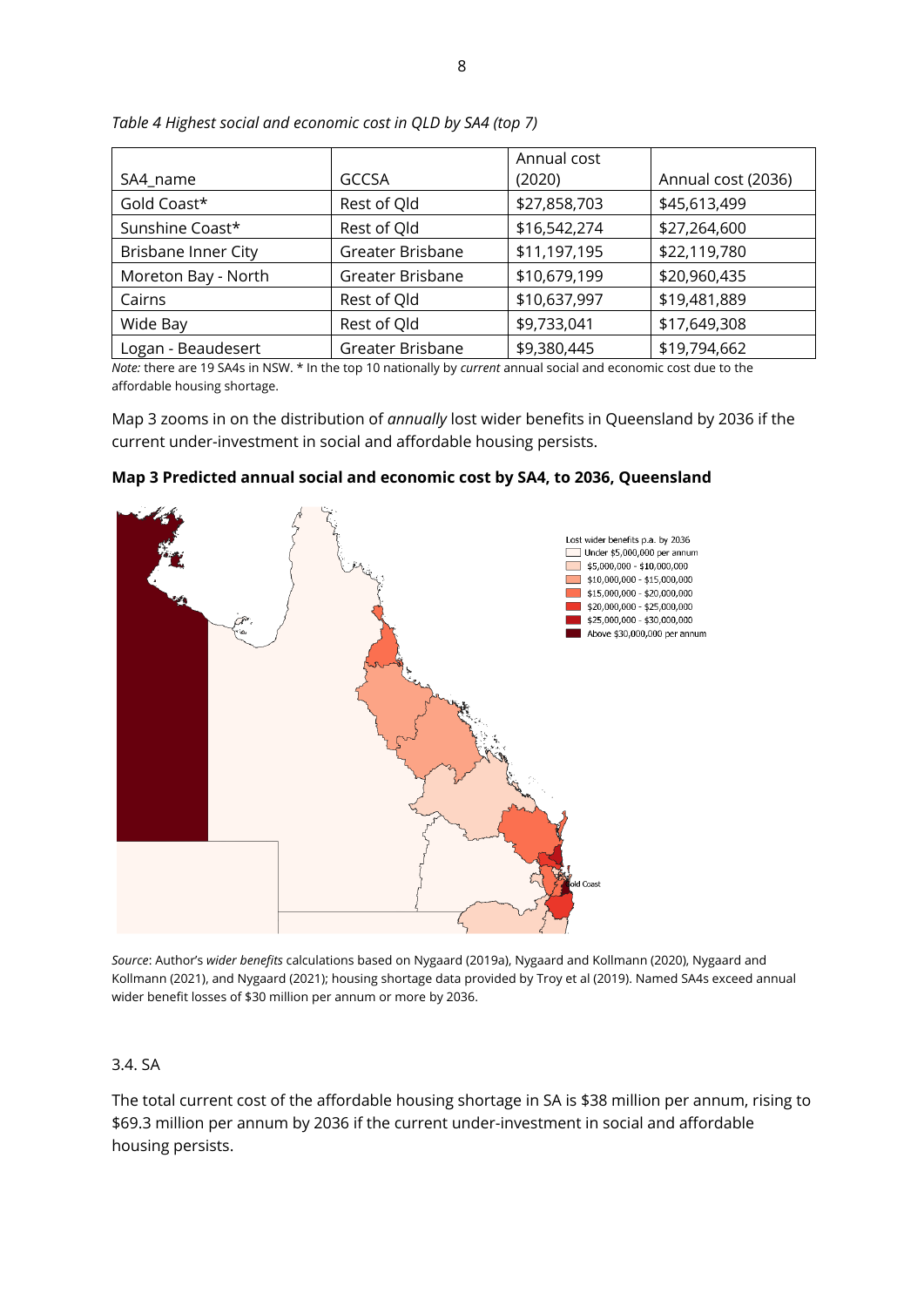*Table 4 Highest social and economic cost in QLD by SA4 (top 7)*

| SA4_name | GCCSA | Annual cost (2020) | Annual cost (2036) |
|---|---|---|---|
| Gold Coast* | Rest of Qld | $27,858,703 | $45,613,499 |
| Sunshine Coast* | Rest of Qld | $16,542,274 | $27,264,600 |
| Brisbane Inner City | Greater Brisbane | $11,197,195 | $22,119,780 |
| Moreton Bay - North | Greater Brisbane | $10,679,199 | $20,960,435 |
| Cairns | Rest of Qld | $10,637,997 | $19,481,889 |
| Wide Bay | Rest of Qld | $9,733,041 | $17,649,308 |
| Logan - Beaudesert | Greater Brisbane | $9,380,445 | $19,794,662 |

*Note:* there are 19 SA4s in NSW. * In the top 10 nationally by *current* annual social and economic cost due to the affordable housing shortage.

Map 3 zooms in on the distribution of *annually* lost wider benefits in Queensland by 2036 if the current under-investment in social and affordable housing persists.

**Map 3 Predicted annual social and economic cost by SA4, to 2036, Queensland**

Lost wider benefits p.a. by 2036
Under $5,000,000 per annum
$5,000,000 - $10,000,000
$10,000,000 - $15,000,000
$15,000,000 - $20,000,000
$20,000,000 - $25,000,000
$25,000,000 - $30,000,000
Above $30,000,000 per annum

Gold Coast

*Source*: Author's *wider benefits* calculations based on Nygaard (2019a), Nygaard and Kollmann (2020), Nygaard and Kollmann (2021), and Nygaard (2021); housing shortage data provided by Troy et al (2019). Named SA4s exceed annual wider benefit losses of $30 million per annum or more by 2036.

### 3.4. SA

The total current cost of the affordable housing shortage in SA is $38 million per annum, rising to $69.3 million per annum by 2036 if the current under-investment in social and affordable housing persists.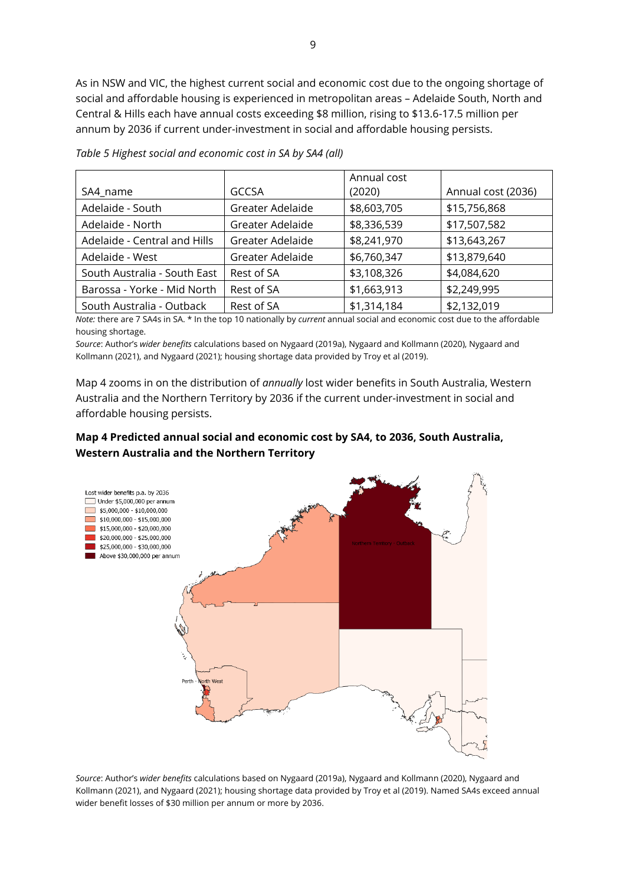As in NSW and VIC, the highest current social and economic cost due to the ongoing shortage of social and affordable housing is experienced in metropolitan areas – Adelaide South, North and Central & Hills each have annual costs exceeding $8 million, rising to $13.6-17.5 million per annum by 2036 if current under-investment in social and affordable housing persists.

*Table 5 Highest social and economic cost in SA by SA4 (all)*

| SA4_name | GCCSA | Annual cost (2020) | Annual cost (2036) |
|---|---|---|---|
| Adelaide - South | Greater Adelaide | $8,603,705 | $15,756,868 |
| Adelaide - North | Greater Adelaide | $8,336,539 | $17,507,582 |
| Adelaide - Central and Hills | Greater Adelaide | $8,241,970 | $13,643,267 |
| Adelaide - West | Greater Adelaide | $6,760,347 | $13,879,640 |
| South Australia - South East | Rest of SA | $3,108,326 | $4,084,620 |
| Barossa - Yorke - Mid North | Rest of SA | $1,663,913 | $2,249,995 |
| South Australia - Outback | Rest of SA | $1,314,184 | $2,132,019 |

*Note:* there are 7 SA4s in SA. * In the top 10 nationally by *current* annual social and economic cost due to the affordable housing shortage.

*Source*: Author's *wider benefits* calculations based on Nygaard (2019a), Nygaard and Kollmann (2020), Nygaard and Kollmann (2021), and Nygaard (2021); housing shortage data provided by Troy et al (2019).

Map 4 zooms in on the distribution of *annually* lost wider benefits in South Australia, Western Australia and the Northern Territory by 2036 if the current under-investment in social and affordable housing persists.

**Map 4 Predicted annual social and economic cost by SA4, to 2036, South Australia, Western Australia and the Northern Territory**

Lost wider benefits p.a. by 2036
Under $5,000,000 per annum
$5,000,000 - $10,000,000
$10,000,000 - $15,000,000
$15,000,000 - $20,000,000
$20,000,000 - $25,000,000
$25,000,000 - $30,000,000
Above $30,000,000 per annum

Northern Territory - Outback

Perth - North West

*Source*: Author's *wider benefits* calculations based on Nygaard (2019a), Nygaard and Kollmann (2020), Nygaard and Kollmann (2021), and Nygaard (2021); housing shortage data provided by Troy et al (2019). Named SA4s exceed annual wider benefit losses of $30 million per annum or more by 2036.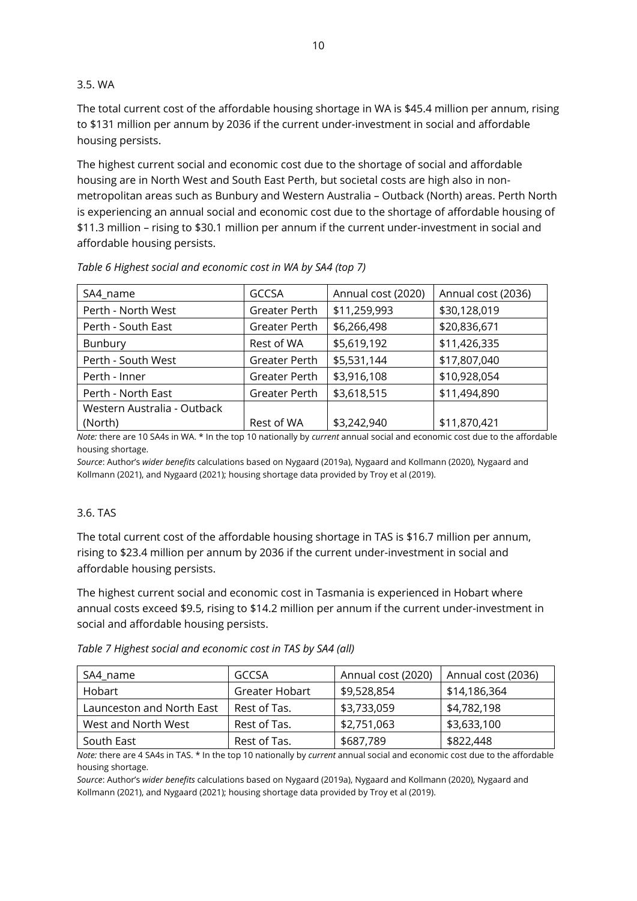### 3.5. WA

The total current cost of the affordable housing shortage in WA is $45.4 million per annum, rising to $131 million per annum by 2036 if the current under-investment in social and affordable housing persists.

The highest current social and economic cost due to the shortage of social and affordable housing are in North West and South East Perth, but societal costs are high also in non-metropolitan areas such as Bunbury and Western Australia – Outback (North) areas. Perth North is experiencing an annual social and economic cost due to the shortage of affordable housing of $11.3 million – rising to $30.1 million per annum if the current under-investment in social and affordable housing persists.

*Table 6 Highest social and economic cost in WA by SA4 (top 7)*

| SA4_name | GCCSA | Annual cost (2020) | Annual cost (2036) |
|---|---|---|---|
| Perth - North West | Greater Perth | $11,259,993 | $30,128,019 |
| Perth - South East | Greater Perth | $6,266,498 | $20,836,671 |
| Bunbury | Rest of WA | $5,619,192 | $11,426,335 |
| Perth - South West | Greater Perth | $5,531,144 | $17,807,040 |
| Perth - Inner | Greater Perth | $3,916,108 | $10,928,054 |
| Perth - North East | Greater Perth | $3,618,515 | $11,494,890 |
| Western Australia - Outback (North) | Rest of WA | $3,242,940 | $11,870,421 |

*Note:* there are 10 SA4s in WA. * In the top 10 nationally by *current* annual social and economic cost due to the affordable housing shortage.
*Source*: Author's *wider benefits* calculations based on Nygaard (2019a), Nygaard and Kollmann (2020), Nygaard and Kollmann (2021), and Nygaard (2021); housing shortage data provided by Troy et al (2019).

### 3.6. TAS

The total current cost of the affordable housing shortage in TAS is $16.7 million per annum, rising to $23.4 million per annum by 2036 if the current under-investment in social and affordable housing persists.

The highest current social and economic cost in Tasmania is experienced in Hobart where annual costs exceed $9.5, rising to $14.2 million per annum if the current under-investment in social and affordable housing persists.

*Table 7 Highest social and economic cost in TAS by SA4 (all)*

| SA4_name | GCCSA | Annual cost (2020) | Annual cost (2036) |
|---|---|---|---|
| Hobart | Greater Hobart | $9,528,854 | $14,186,364 |
| Launceston and North East | Rest of Tas. | $3,733,059 | $4,782,198 |
| West and North West | Rest of Tas. | $2,751,063 | $3,633,100 |
| South East | Rest of Tas. | $687,789 | $822,448 |

*Note:* there are 4 SA4s in TAS. * In the top 10 nationally by *current* annual social and economic cost due to the affordable housing shortage.
*Source*: Author's *wider benefits* calculations based on Nygaard (2019a), Nygaard and Kollmann (2020), Nygaard and Kollmann (2021), and Nygaard (2021); housing shortage data provided by Troy et al (2019).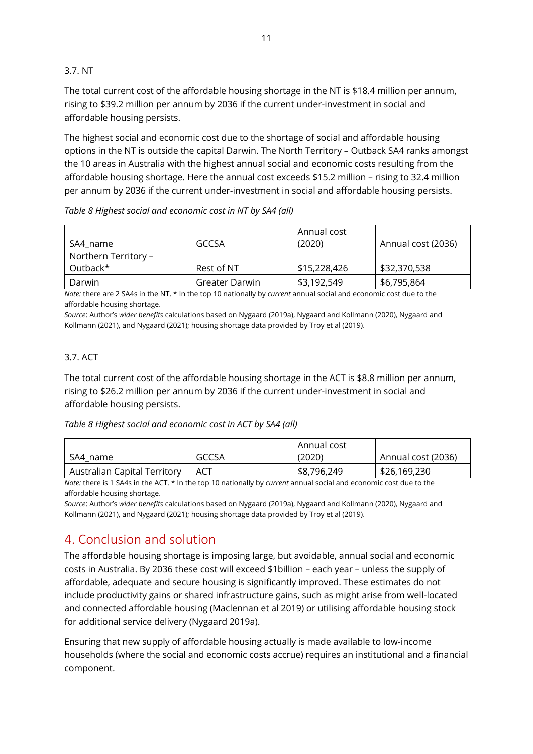### 3.7. NT

The total current cost of the affordable housing shortage in the NT is $18.4 million per annum, rising to $39.2 million per annum by 2036 if the current under-investment in social and affordable housing persists.

The highest social and economic cost due to the shortage of social and affordable housing options in the NT is outside the capital Darwin. The North Territory – Outback SA4 ranks amongst the 10 areas in Australia with the highest annual social and economic costs resulting from the affordable housing shortage. Here the annual cost exceeds $15.2 million – rising to 32.4 million per annum by 2036 if the current under-investment in social and affordable housing persists.

*Table 8 Highest social and economic cost in NT by SA4 (all)*

| SA4_name | GCCSA | Annual cost (2020) | Annual cost (2036) |
|---|---|---|---|
| Northern Territory – Outback* | Rest of NT | $15,228,426 | $32,370,538 |
| Darwin | Greater Darwin | $3,192,549 | $6,795,864 |

*Note:* there are 2 SA4s in the NT. * In the top 10 nationally by *current* annual social and economic cost due to the affordable housing shortage.

*Source*: Author's *wider benefits* calculations based on Nygaard (2019a), Nygaard and Kollmann (2020), Nygaard and Kollmann (2021), and Nygaard (2021); housing shortage data provided by Troy et al (2019).

### 3.7. ACT

The total current cost of the affordable housing shortage in the ACT is $8.8 million per annum, rising to $26.2 million per annum by 2036 if the current under-investment in social and affordable housing persists.

*Table 8 Highest social and economic cost in ACT by SA4 (all)*

| SA4_name | GCCSA | Annual cost (2020) | Annual cost (2036) |
|---|---|---|---|
| Australian Capital Territory | ACT | $8,796,249 | $26,169,230 |

*Note:* there is 1 SA4s in the ACT. * In the top 10 nationally by *current* annual social and economic cost due to the affordable housing shortage.

*Source*: Author's *wider benefits* calculations based on Nygaard (2019a), Nygaard and Kollmann (2020), Nygaard and Kollmann (2021), and Nygaard (2021); housing shortage data provided by Troy et al (2019).

## 4. Conclusion and solution

The affordable housing shortage is imposing large, but avoidable, annual social and economic costs in Australia. By 2036 these cost will exceed $1billion – each year – unless the supply of affordable, adequate and secure housing is significantly improved. These estimates do not include productivity gains or shared infrastructure gains, such as might arise from well-located and connected affordable housing (Maclennan et al 2019) or utilising affordable housing stock for additional service delivery (Nygaard 2019a).

Ensuring that new supply of affordable housing actually is made available to low-income households (where the social and economic costs accrue) requires an institutional and a financial component.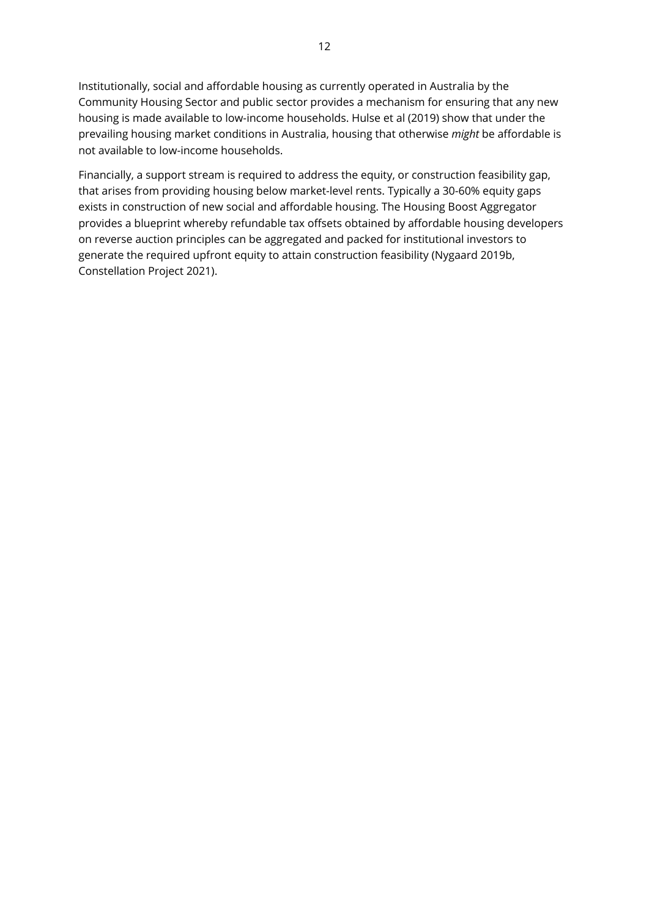Institutionally, social and affordable housing as currently operated in Australia by the Community Housing Sector and public sector provides a mechanism for ensuring that any new housing is made available to low-income households. Hulse et al (2019) show that under the prevailing housing market conditions in Australia, housing that otherwise *might* be affordable is not available to low-income households.

Financially, a support stream is required to address the equity, or construction feasibility gap, that arises from providing housing below market-level rents. Typically a 30-60% equity gaps exists in construction of new social and affordable housing. The Housing Boost Aggregator provides a blueprint whereby refundable tax offsets obtained by affordable housing developers on reverse auction principles can be aggregated and packed for institutional investors to generate the required upfront equity to attain construction feasibility (Nygaard 2019b, Constellation Project 2021).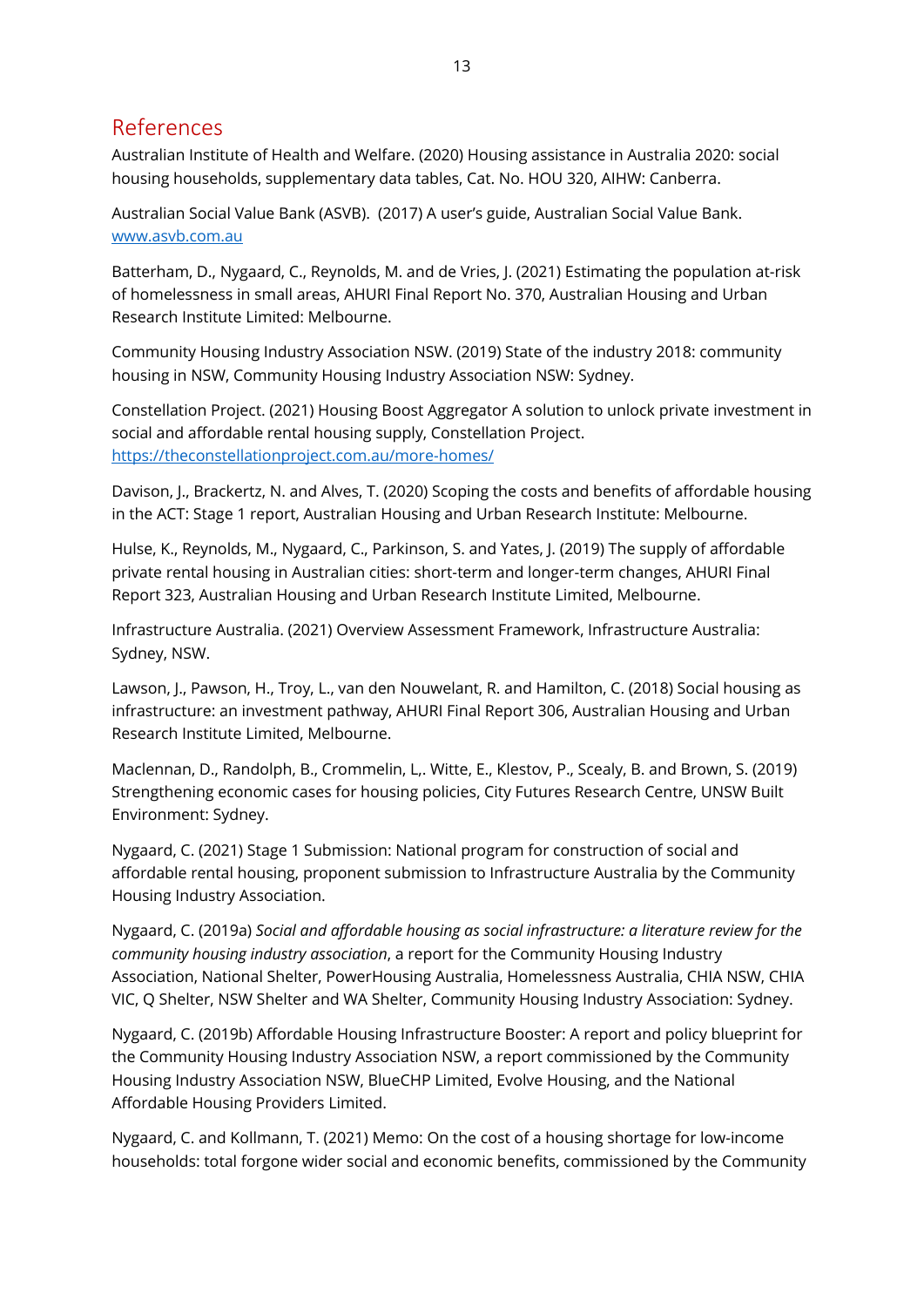## References

Australian Institute of Health and Welfare. (2020) Housing assistance in Australia 2020: social housing households, supplementary data tables, Cat. No. HOU 320, AIHW: Canberra.

Australian Social Value Bank (ASVB). (2017) A user's guide, Australian Social Value Bank. www.asvb.com.au

Batterham, D., Nygaard, C., Reynolds, M. and de Vries, J. (2021) Estimating the population at-risk of homelessness in small areas, AHURI Final Report No. 370, Australian Housing and Urban Research Institute Limited: Melbourne.

Community Housing Industry Association NSW. (2019) State of the industry 2018: community housing in NSW, Community Housing Industry Association NSW: Sydney.

Constellation Project. (2021) Housing Boost Aggregator A solution to unlock private investment in social and affordable rental housing supply, Constellation Project. https://theconstellationproject.com.au/more-homes/

Davison, J., Brackertz, N. and Alves, T. (2020) Scoping the costs and benefits of affordable housing in the ACT: Stage 1 report, Australian Housing and Urban Research Institute: Melbourne.

Hulse, K., Reynolds, M., Nygaard, C., Parkinson, S. and Yates, J. (2019) The supply of affordable private rental housing in Australian cities: short-term and longer-term changes, AHURI Final Report 323, Australian Housing and Urban Research Institute Limited, Melbourne.

Infrastructure Australia. (2021) Overview Assessment Framework, Infrastructure Australia: Sydney, NSW.

Lawson, J., Pawson, H., Troy, L., van den Nouwelant, R. and Hamilton, C. (2018) Social housing as infrastructure: an investment pathway, AHURI Final Report 306, Australian Housing and Urban Research Institute Limited, Melbourne.

Maclennan, D., Randolph, B., Crommelin, L,. Witte, E., Klestov, P., Scealy, B. and Brown, S. (2019) Strengthening economic cases for housing policies, City Futures Research Centre, UNSW Built Environment: Sydney.

Nygaard, C. (2021) Stage 1 Submission: National program for construction of social and affordable rental housing, proponent submission to Infrastructure Australia by the Community Housing Industry Association.

Nygaard, C. (2019a) *Social and affordable housing as social infrastructure: a literature review for the community housing industry association*, a report for the Community Housing Industry Association, National Shelter, PowerHousing Australia, Homelessness Australia, CHIA NSW, CHIA VIC, Q Shelter, NSW Shelter and WA Shelter, Community Housing Industry Association: Sydney.

Nygaard, C. (2019b) Affordable Housing Infrastructure Booster: A report and policy blueprint for the Community Housing Industry Association NSW, a report commissioned by the Community Housing Industry Association NSW, BlueCHP Limited, Evolve Housing, and the National Affordable Housing Providers Limited.

Nygaard, C. and Kollmann, T. (2021) Memo: On the cost of a housing shortage for low-income households: total forgone wider social and economic benefits, commissioned by the Community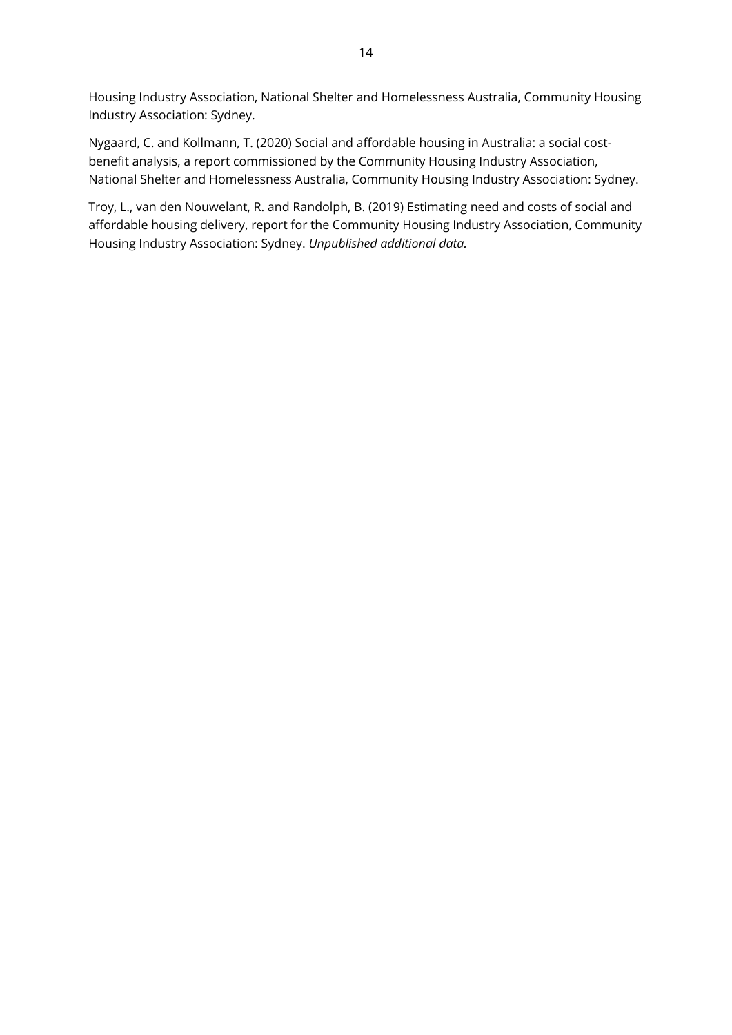Housing Industry Association, National Shelter and Homelessness Australia, Community Housing Industry Association: Sydney.

Nygaard, C. and Kollmann, T. (2020) Social and affordable housing in Australia: a social cost-benefit analysis, a report commissioned by the Community Housing Industry Association, National Shelter and Homelessness Australia, Community Housing Industry Association: Sydney.

Troy, L., van den Nouwelant, R. and Randolph, B. (2019) Estimating need and costs of social and affordable housing delivery, report for the Community Housing Industry Association, Community Housing Industry Association: Sydney. *Unpublished additional data.*